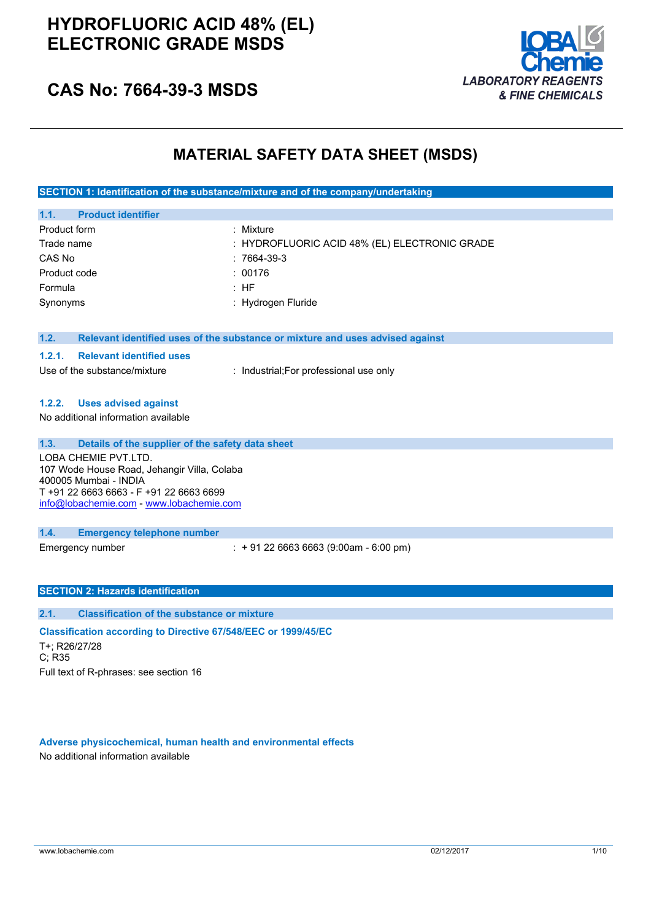# HYDROFLUORIC ACID 48% (EL) ELECTRONIC GRADE MSDS

## CAS No: 7664-39-3 MSDS

LOBA Chemie
LABORATORY REAGENTS & FINE CHEMICALS

# MATERIAL SAFETY DATA SHEET (MSDS)

## SECTION 1: Identification of the substance/mixture and of the company/undertaking

### 1.1. Product identifier

| | |
|---|---|
| Product form | : Mixture |
| Trade name | : HYDROFLUORIC ACID 48% (EL) ELECTRONIC GRADE |
| CAS No | : 7664-39-3 |
| Product code | : 00176 |
| Formula | : HF |
| Synonyms | : Hydrogen Fluride |

### 1.2. Relevant identified uses of the substance or mixture and uses advised against

#### 1.2.1. Relevant identified uses

Use of the substance/mixture : Industrial;For professional use only

#### 1.2.2. Uses advised against

No additional information available

### 1.3. Details of the supplier of the safety data sheet

LOBA CHEMIE PVT.LTD.
107 Wode House Road, Jehangir Villa, Colaba
400005 Mumbai - INDIA
T +91 22 6663 6663 - F +91 22 6663 6699
info@lobachemie.com - www.lobachemie.com

### 1.4. Emergency telephone number

Emergency number : + 91 22 6663 6663 (9:00am - 6:00 pm)

## SECTION 2: Hazards identification

### 2.1. Classification of the substance or mixture

**Classification according to Directive 67/548/EEC or 1999/45/EC**

T+; R26/27/28
C; R35

Full text of R-phrases: see section 16

**Adverse physicochemical, human health and environmental effects**

No additional information available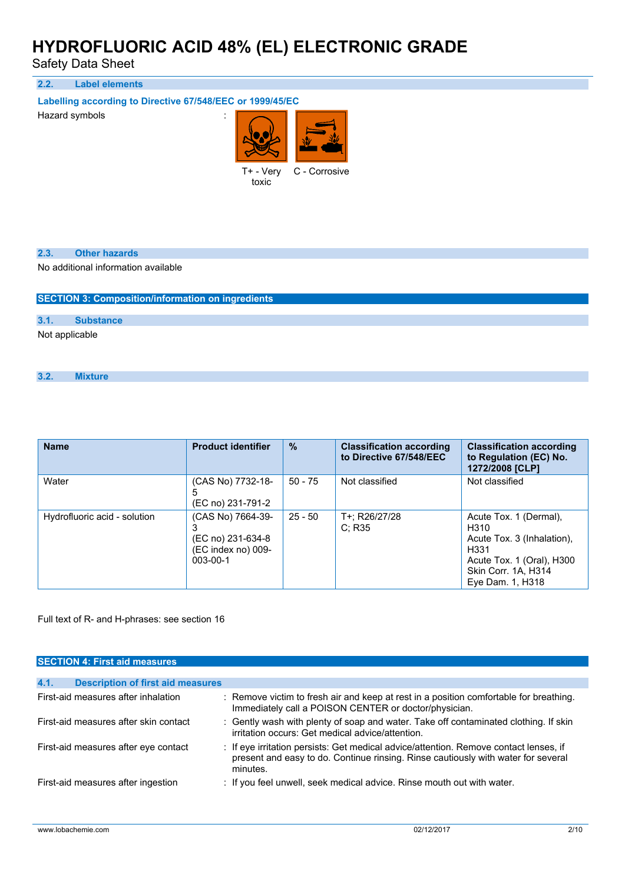### 2.2. Label elements

**Labelling according to Directive 67/548/EEC or 1999/45/EC**

Hazard symbols :

T+ - Very toxic C - Corrosive

### 2.3. Other hazards

No additional information available

## SECTION 3: Composition/information on ingredients

### 3.1. Substance

Not applicable

### 3.2. Mixture

| Name | Product identifier | % | Classification according to Directive 67/548/EEC | Classification according to Regulation (EC) No. 1272/2008 [CLP] |
|---|---|---|---|---|
| Water | (CAS No) 7732-18-5<br>(EC no) 231-791-2 | 50 - 75 | Not classified | Not classified |
| Hydrofluoric acid - solution | (CAS No) 7664-39-3<br>(EC no) 231-634-8<br>(EC index no) 009-003-00-1 | 25 - 50 | T+; R26/27/28<br>C; R35 | Acute Tox. 1 (Dermal), H310<br>Acute Tox. 3 (Inhalation), H331<br>Acute Tox. 1 (Oral), H300<br>Skin Corr. 1A, H314<br>Eye Dam. 1, H318 |

Full text of R- and H-phrases: see section 16

## SECTION 4: First aid measures

### 4.1. Description of first aid measures

First-aid measures after inhalation : Remove victim to fresh air and keep at rest in a position comfortable for breathing. Immediately call a POISON CENTER or doctor/physician.

First-aid measures after skin contact : Gently wash with plenty of soap and water. Take off contaminated clothing. If skin irritation occurs: Get medical advice/attention.

First-aid measures after eye contact : If eye irritation persists: Get medical advice/attention. Remove contact lenses, if present and easy to do. Continue rinsing. Rinse cautiously with water for several minutes.

First-aid measures after ingestion : If you feel unwell, seek medical advice. Rinse mouth out with water.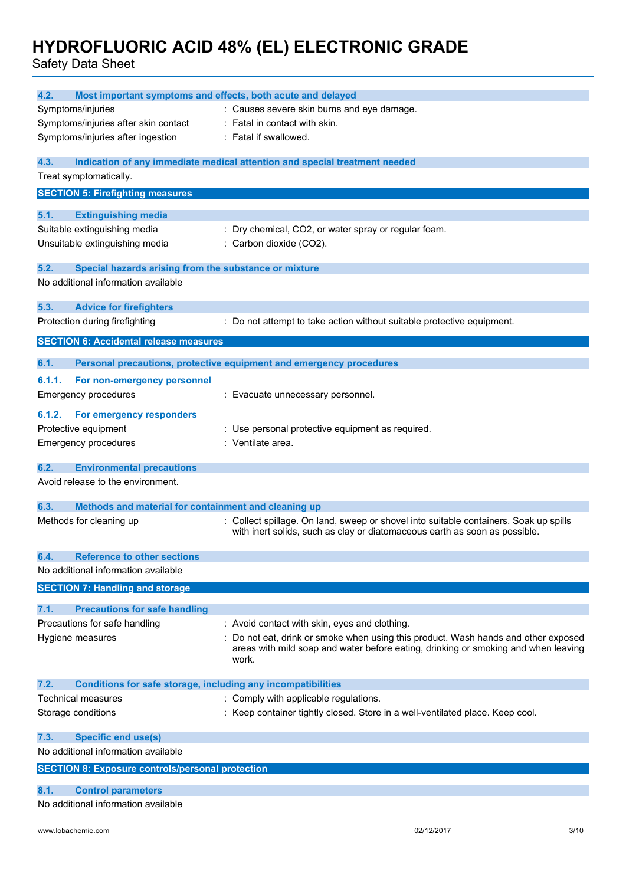#### 4.2. Most important symptoms and effects, both acute and delayed

| | |
|---|---|
| Symptoms/injuries | : Causes severe skin burns and eye damage. |
| Symptoms/injuries after skin contact | : Fatal in contact with skin. |
| Symptoms/injuries after ingestion | : Fatal if swallowed. |

#### 4.3. Indication of any immediate medical attention and special treatment needed

Treat symptomatically.

## SECTION 5: Firefighting measures

#### 5.1. Extinguishing media

| | |
|---|---|
| Suitable extinguishing media | : Dry chemical, CO2, or water spray or regular foam. |
| Unsuitable extinguishing media | : Carbon dioxide ($CO_2$). |

#### 5.2. Special hazards arising from the substance or mixture

No additional information available

#### 5.3. Advice for firefighters

| | |
|---|---|
| Protection during firefighting | : Do not attempt to take action without suitable protective equipment. |

## SECTION 6: Accidental release measures

#### 6.1. Personal precautions, protective equipment and emergency procedures

##### 6.1.1. For non-emergency personnel

| | |
|---|---|
| Emergency procedures | : Evacuate unnecessary personnel. |

##### 6.1.2. For emergency responders

| | |
|---|---|
| Protective equipment | : Use personal protective equipment as required. |
| Emergency procedures | : Ventilate area. |

#### 6.2. Environmental precautions

Avoid release to the environment.

#### 6.3. Methods and material for containment and cleaning up

| | |
|---|---|
| Methods for cleaning up | : Collect spillage. On land, sweep or shovel into suitable containers. Soak up spills with inert solids, such as clay or diatomaceous earth as soon as possible. |

#### 6.4. Reference to other sections

No additional information available

## SECTION 7: Handling and storage

#### 7.1. Precautions for safe handling

| | |
|---|---|
| Precautions for safe handling | : Avoid contact with skin, eyes and clothing. |
| Hygiene measures | : Do not eat, drink or smoke when using this product. Wash hands and other exposed areas with mild soap and water before eating, drinking or smoking and when leaving work. |

#### 7.2. Conditions for safe storage, including any incompatibilities

| | |
|---|---|
| Technical measures | : Comply with applicable regulations. |
| Storage conditions | : Keep container tightly closed. Store in a well-ventilated place. Keep cool. |

#### 7.3. Specific end use(s)

No additional information available

## SECTION 8: Exposure controls/personal protection

#### 8.1. Control parameters

No additional information available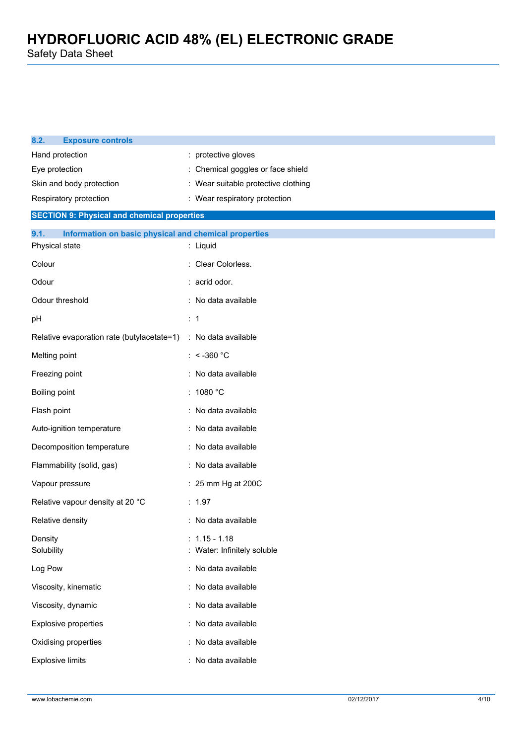### 8.2. Exposure controls

| | |
|---|---|
| Hand protection | : protective gloves |
| Eye protection | : Chemical goggles or face shield |
| Skin and body protection | : Wear suitable protective clothing |
| Respiratory protection | : Wear respiratory protection |

## SECTION 9: Physical and chemical properties

### 9.1. Information on basic physical and chemical properties

| | |
|---|---|
| Physical state | : Liquid |
| Colour | : Clear Colorless. |
| Odour | : acrid odor. |
| Odour threshold | : No data available |
| pH | : 1 |
| Relative evaporation rate (butylacetate=1) | : No data available |
| Melting point | : < -360 °C |
| Freezing point | : No data available |
| Boiling point | : 1080 °C |
| Flash point | : No data available |
| Auto-ignition temperature | : No data available |
| Decomposition temperature | : No data available |
| Flammability (solid, gas) | : No data available |
| Vapour pressure | : 25 mm Hg at 200C |
| Relative vapour density at 20 °C | : 1.97 |
| Relative density | : No data available |
| Density | : 1.15 - 1.18 |
| Solubility | : Water: Infinitely soluble |
| Log Pow | : No data available |
| Viscosity, kinematic | : No data available |
| Viscosity, dynamic | : No data available |
| Explosive properties | : No data available |
| Oxidising properties | : No data available |
| Explosive limits | : No data available |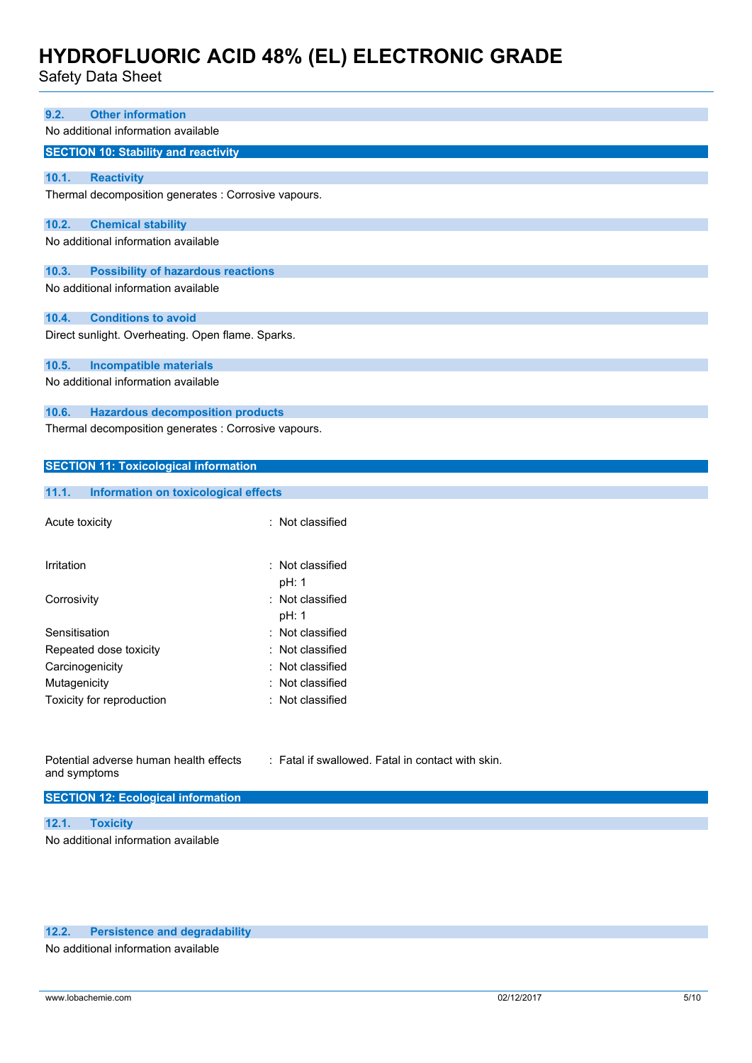### 9.2. Other information

No additional information available

## SECTION 10: Stability and reactivity

### 10.1. Reactivity

Thermal decomposition generates : Corrosive vapours.

### 10.2. Chemical stability

No additional information available

### 10.3. Possibility of hazardous reactions

No additional information available

### 10.4. Conditions to avoid

Direct sunlight. Overheating. Open flame. Sparks.

### 10.5. Incompatible materials

No additional information available

### 10.6. Hazardous decomposition products

Thermal decomposition generates : Corrosive vapours.

## SECTION 11: Toxicological information

### 11.1. Information on toxicological effects

| | |
|---|---|
| Acute toxicity | : Not classified |
| Irritation | : Not classified<br>pH: 1 |
| Corrosivity | : Not classified<br>pH: 1 |
| Sensitisation | : Not classified |
| Repeated dose toxicity | : Not classified |
| Carcinogenicity | : Not classified |
| Mutagenicity | : Not classified |
| Toxicity for reproduction | : Not classified |
| Potential adverse human health effects and symptoms | : Fatal if swallowed. Fatal in contact with skin. |

## SECTION 12: Ecological information

### 12.1. Toxicity

No additional information available

### 12.2. Persistence and degradability

No additional information available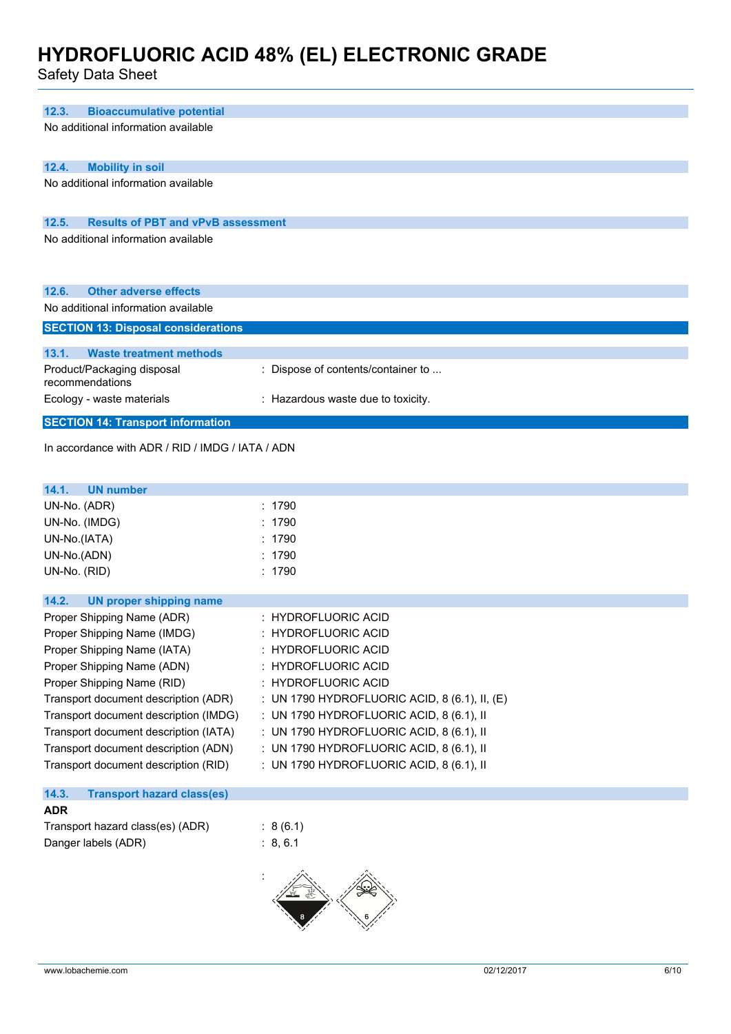### 12.3. Bioaccumulative potential

No additional information available

### 12.4. Mobility in soil

No additional information available

### 12.5. Results of PBT and vPvB assessment

No additional information available

### 12.6. Other adverse effects

No additional information available

## SECTION 13: Disposal considerations

### 13.1. Waste treatment methods

| | |
|---|---|
| Product/Packaging disposal recommendations | : Dispose of contents/container to ... |
| Ecology - waste materials | : Hazardous waste due to toxicity. |

## SECTION 14: Transport information

In accordance with ADR / RID / IMDG / IATA / ADN

### 14.1. UN number

| | |
|---|---|
| UN-No. (ADR) | : 1790 |
| UN-No. (IMDG) | : 1790 |
| UN-No.(IATA) | : 1790 |
| UN-No.(ADN) | : 1790 |
| UN-No. (RID) | : 1790 |

### 14.2. UN proper shipping name

| | |
|---|---|
| Proper Shipping Name (ADR) | : HYDROFLUORIC ACID |
| Proper Shipping Name (IMDG) | : HYDROFLUORIC ACID |
| Proper Shipping Name (IATA) | : HYDROFLUORIC ACID |
| Proper Shipping Name (ADN) | : HYDROFLUORIC ACID |
| Proper Shipping Name (RID) | : HYDROFLUORIC ACID |
| Transport document description (ADR) | : UN 1790 HYDROFLUORIC ACID, 8 (6.1), II, (E) |
| Transport document description (IMDG) | : UN 1790 HYDROFLUORIC ACID, 8 (6.1), II |
| Transport document description (IATA) | : UN 1790 HYDROFLUORIC ACID, 8 (6.1), II |
| Transport document description (ADN) | : UN 1790 HYDROFLUORIC ACID, 8 (6.1), II |
| Transport document description (RID) | : UN 1790 HYDROFLUORIC ACID, 8 (6.1), II |

### 14.3. Transport hazard class(es)

**ADR**

| | |
|---|---|
| Transport hazard class(es) (ADR) | : 8 (6.1) |
| Danger labels (ADR) | : 8, 6.1 |
| | : |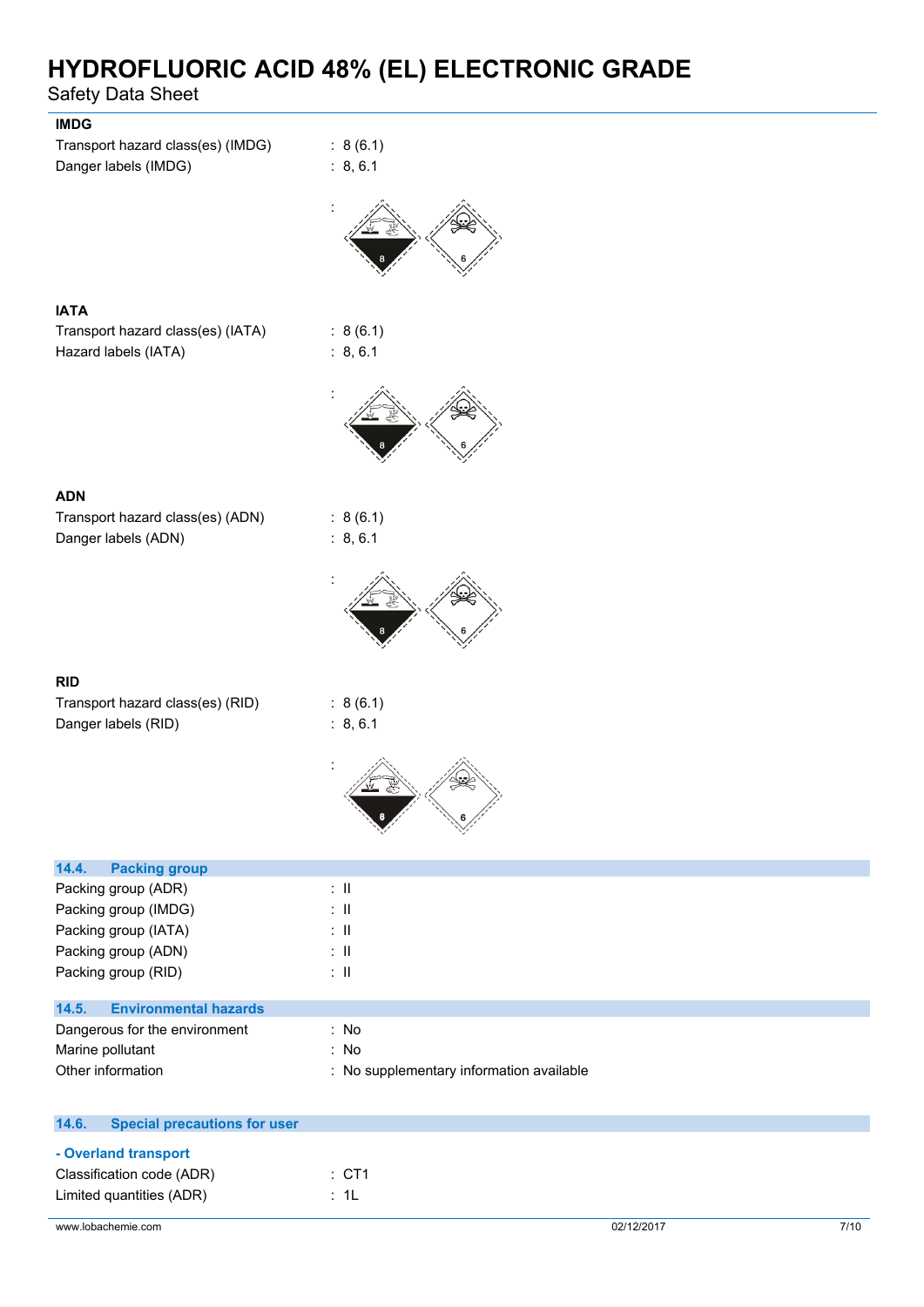**IMDG**

Transport hazard class(es) (IMDG) : 8 (6.1)

Danger labels (IMDG) : 8, 6.1

:

**IATA**

Transport hazard class(es) (IATA) : 8 (6.1)

Hazard labels (IATA) : 8, 6.1

:

**ADN**

Transport hazard class(es) (ADN) : 8 (6.1)

Danger labels (ADN) : 8, 6.1

:

**RID**

Transport hazard class(es) (RID) : 8 (6.1)

Danger labels (RID) : 8, 6.1

:

## 14.4. Packing group

Packing group (ADR) : II

Packing group (IMDG) : II

Packing group (IATA) : II

Packing group (ADN) : II

Packing group (RID) : II

## 14.5. Environmental hazards

Dangerous for the environment : No

Marine pollutant : No

Other information : No supplementary information available

## 14.6. Special precautions for user

**- Overland transport**

Classification code (ADR) : CT1

Limited quantities (ADR) : 1L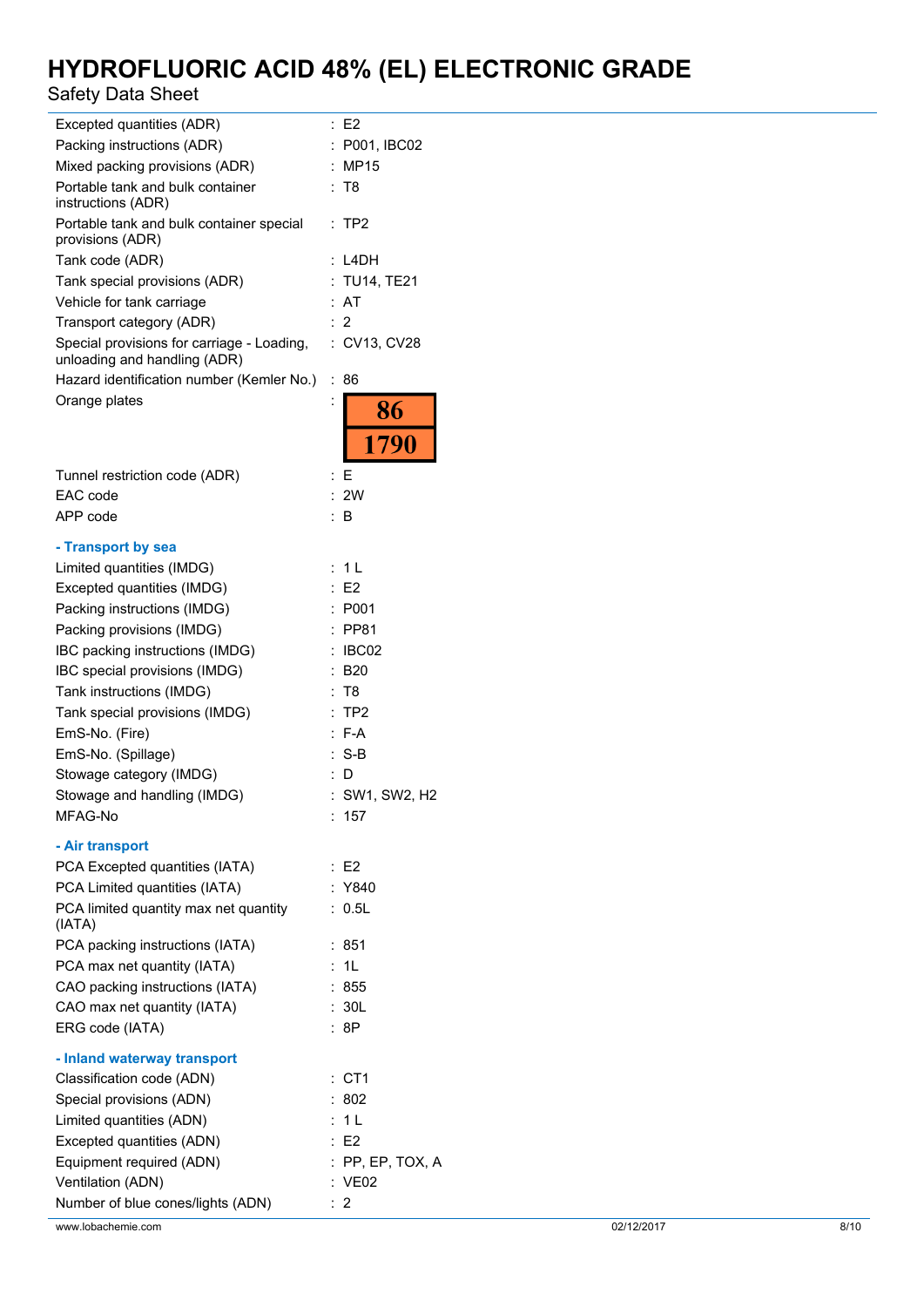Excepted quantities (ADR) : E2
Packing instructions (ADR) : P001, IBC02
Mixed packing provisions (ADR) : MP15
Portable tank and bulk container instructions (ADR) : T8
Portable tank and bulk container special provisions (ADR) : TP2
Tank code (ADR) : L4DH
Tank special provisions (ADR) : TU14, TE21
Vehicle for tank carriage : AT
Transport category (ADR) : 2
Special provisions for carriage - Loading, unloading and handling (ADR) : CV13, CV28
Hazard identification number (Kemler No.) : 86
Orange plates :

| 86 |
|---|
| 1790 |

Tunnel restriction code (ADR) : E
EAC code : 2W
APP code : B

**- Transport by sea**

Limited quantities (IMDG) : 1 L
Excepted quantities (IMDG) : E2
Packing instructions (IMDG) : P001
Packing provisions (IMDG) : PP81
IBC packing instructions (IMDG) : IBC02
IBC special provisions (IMDG) : B20
Tank instructions (IMDG) : T8
Tank special provisions (IMDG) : TP2
EmS-No. (Fire) : F-A
EmS-No. (Spillage) : S-B
Stowage category (IMDG) : D
Stowage and handling (IMDG) : SW1, SW2, H2
MFAG-No : 157

**- Air transport**

PCA Excepted quantities (IATA) : E2
PCA Limited quantities (IATA) : Y840
PCA limited quantity max net quantity (IATA) : 0.5L
PCA packing instructions (IATA) : 851
PCA max net quantity (IATA) : 1L
CAO packing instructions (IATA) : 855
CAO max net quantity (IATA) : 30L
ERG code (IATA) : 8P

**- Inland waterway transport**

Classification code (ADN) : CT1
Special provisions (ADN) : 802
Limited quantities (ADN) : 1 L
Excepted quantities (ADN) : E2
Equipment required (ADN) : PP, EP, TOX, A
Ventilation (ADN) : VE02
Number of blue cones/lights (ADN) : 2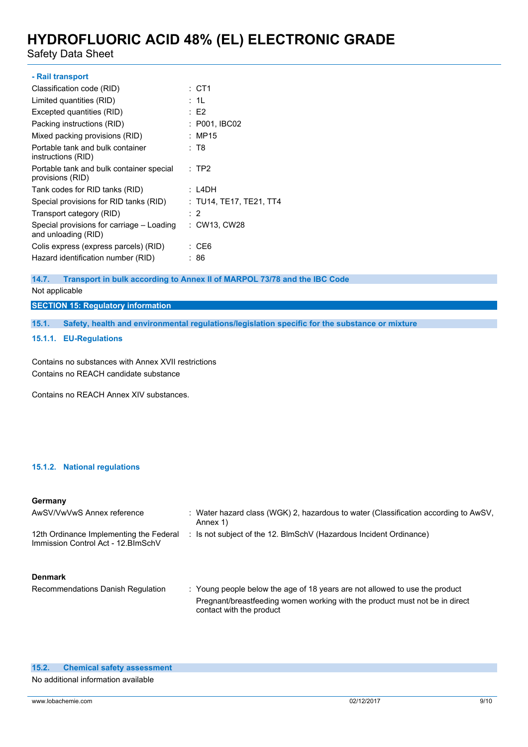**- Rail transport**

| | |
|---|---|
| Classification code (RID) | : CT1 |
| Limited quantities (RID) | : 1L |
| Excepted quantities (RID) | : E2 |
| Packing instructions (RID) | : P001, IBC02 |
| Mixed packing provisions (RID) | : MP15 |
| Portable tank and bulk container instructions (RID) | : T8 |
| Portable tank and bulk container special provisions (RID) | : TP2 |
| Tank codes for RID tanks (RID) | : L4DH |
| Special provisions for RID tanks (RID) | : TU14, TE17, TE21, TT4 |
| Transport category (RID) | : 2 |
| Special provisions for carriage – Loading and unloading (RID) | : CW13, CW28 |
| Colis express (express parcels) (RID) | : CE6 |
| Hazard identification number (RID) | : 86 |

### 14.7. Transport in bulk according to Annex II of MARPOL 73/78 and the IBC Code

Not applicable

## SECTION 15: Regulatory information

### 15.1. Safety, health and environmental regulations/legislation specific for the substance or mixture

#### 15.1.1. EU-Regulations

Contains no substances with Annex XVII restrictions
Contains no REACH candidate substance

Contains no REACH Annex XIV substances.

#### 15.1.2. National regulations

**Germany**

| | |
|---|---|
| AwSV/VwVwS Annex reference | : Water hazard class (WGK) 2, hazardous to water (Classification according to AwSV, Annex 1) |
| 12th Ordinance Implementing the Federal Immission Control Act - 12.BImSchV | : Is not subject of the 12. BlmSchV (Hazardous Incident Ordinance) |

**Denmark**

| | |
|---|---|
| Recommendations Danish Regulation | : Young people below the age of 18 years are not allowed to use the product<br>Pregnant/breastfeeding women working with the product must not be in direct contact with the product |

### 15.2. Chemical safety assessment

No additional information available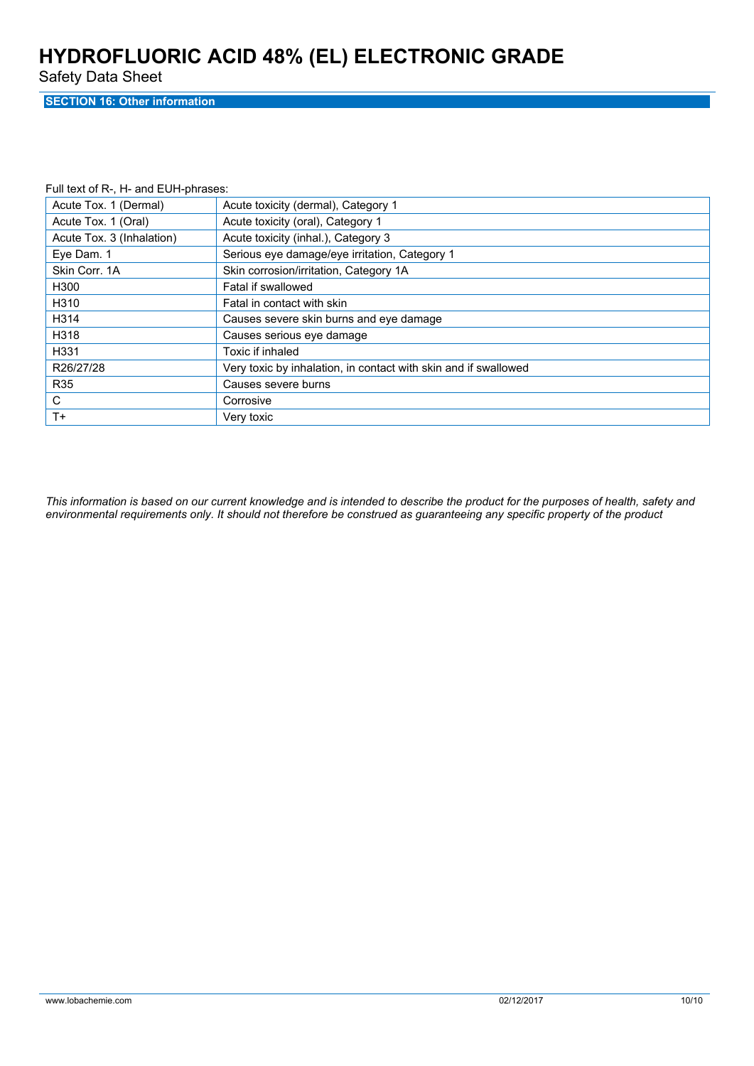## SECTION 16: Other information

Full text of R-, H- and EUH-phrases:

| | |
|---|---|
| Acute Tox. 1 (Dermal) | Acute toxicity (dermal), Category 1 |
| Acute Tox. 1 (Oral) | Acute toxicity (oral), Category 1 |
| Acute Tox. 3 (Inhalation) | Acute toxicity (inhal.), Category 3 |
| Eye Dam. 1 | Serious eye damage/eye irritation, Category 1 |
| Skin Corr. 1A | Skin corrosion/irritation, Category 1A |
| H300 | Fatal if swallowed |
| H310 | Fatal in contact with skin |
| H314 | Causes severe skin burns and eye damage |
| H318 | Causes serious eye damage |
| H331 | Toxic if inhaled |
| R26/27/28 | Very toxic by inhalation, in contact with skin and if swallowed |
| R35 | Causes severe burns |
| C | Corrosive |
| T+ | Very toxic |

*This information is based on our current knowledge and is intended to describe the product for the purposes of health, safety and environmental requirements only. It should not therefore be construed as guaranteeing any specific property of the product*